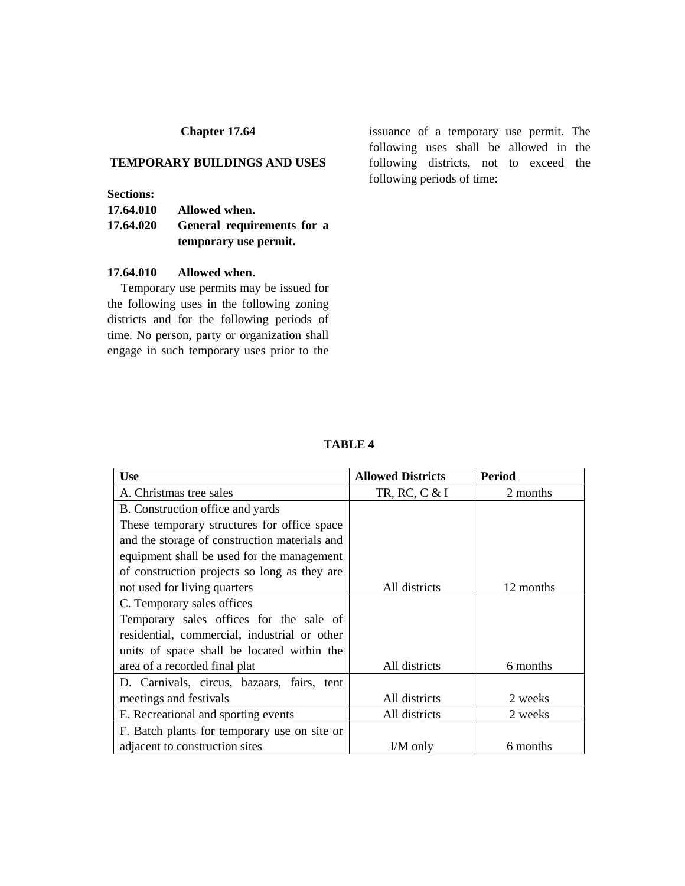# Chapter 17.64

## TEMPORARY BUILDINGS AND USES

**Sections:**

**17.64.010 Allowed when.**
**17.64.020 General requirements for a temporary use permit.**

### 17.64.010 Allowed when.

Temporary use permits may be issued for the following uses in the following zoning districts and for the following periods of time. No person, party or organization shall engage in such temporary uses prior to the issuance of a temporary use permit. The following uses shall be allowed in the following districts, not to exceed the following periods of time:

**TABLE 4**

| **Use** | **Allowed Districts** | **Period** |
|---|---|---|
| A. Christmas tree sales | TR, RC, C & I | 2 months |
| B. Construction office and yards<br>These temporary structures for office space and the storage of construction materials and equipment shall be used for the management of construction projects so long as they are not used for living quarters | All districts | 12 months |
| C. Temporary sales offices<br>Temporary sales offices for the sale of residential, commercial, industrial or other units of space shall be located within the area of a recorded final plat | All districts | 6 months |
| D. Carnivals, circus, bazaars, fairs, tent meetings and festivals | All districts | 2 weeks |
| E. Recreational and sporting events | All districts | 2 weeks |
| F. Batch plants for temporary use on site or adjacent to construction sites | I/M only | 6 months |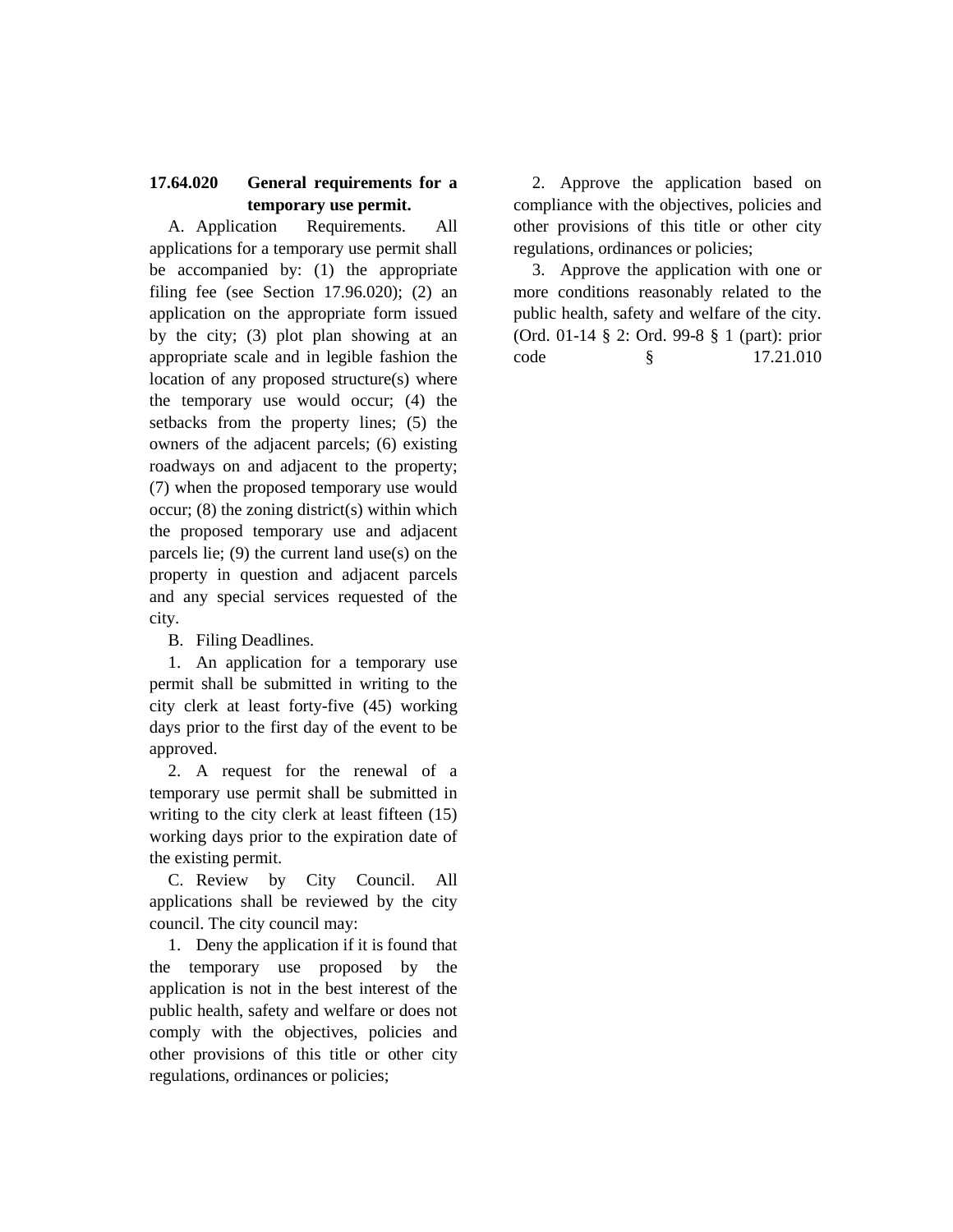**17.64.020 General requirements for a temporary use permit.**

A. Application Requirements. All applications for a temporary use permit shall be accompanied by: (1) the appropriate filing fee (see Section 17.96.020); (2) an application on the appropriate form issued by the city; (3) plot plan showing at an appropriate scale and in legible fashion the location of any proposed structure(s) where the temporary use would occur; (4) the setbacks from the property lines; (5) the owners of the adjacent parcels; (6) existing roadways on and adjacent to the property; (7) when the proposed temporary use would occur; (8) the zoning district(s) within which the proposed temporary use and adjacent parcels lie; (9) the current land use(s) on the property in question and adjacent parcels and any special services requested of the city.

B. Filing Deadlines.

1. An application for a temporary use permit shall be submitted in writing to the city clerk at least forty-five (45) working days prior to the first day of the event to be approved.

2. A request for the renewal of a temporary use permit shall be submitted in writing to the city clerk at least fifteen (15) working days prior to the expiration date of the existing permit.

C. Review by City Council. All applications shall be reviewed by the city council. The city council may:

1. Deny the application if it is found that the temporary use proposed by the application is not in the best interest of the public health, safety and welfare or does not comply with the objectives, policies and other provisions of this title or other city regulations, ordinances or policies;

2. Approve the application based on compliance with the objectives, policies and other provisions of this title or other city regulations, ordinances or policies;

3. Approve the application with one or more conditions reasonably related to the public health, safety and welfare of the city. (Ord. 01-14 § 2: Ord. 99-8 § 1 (part): prior code § 17.21.010